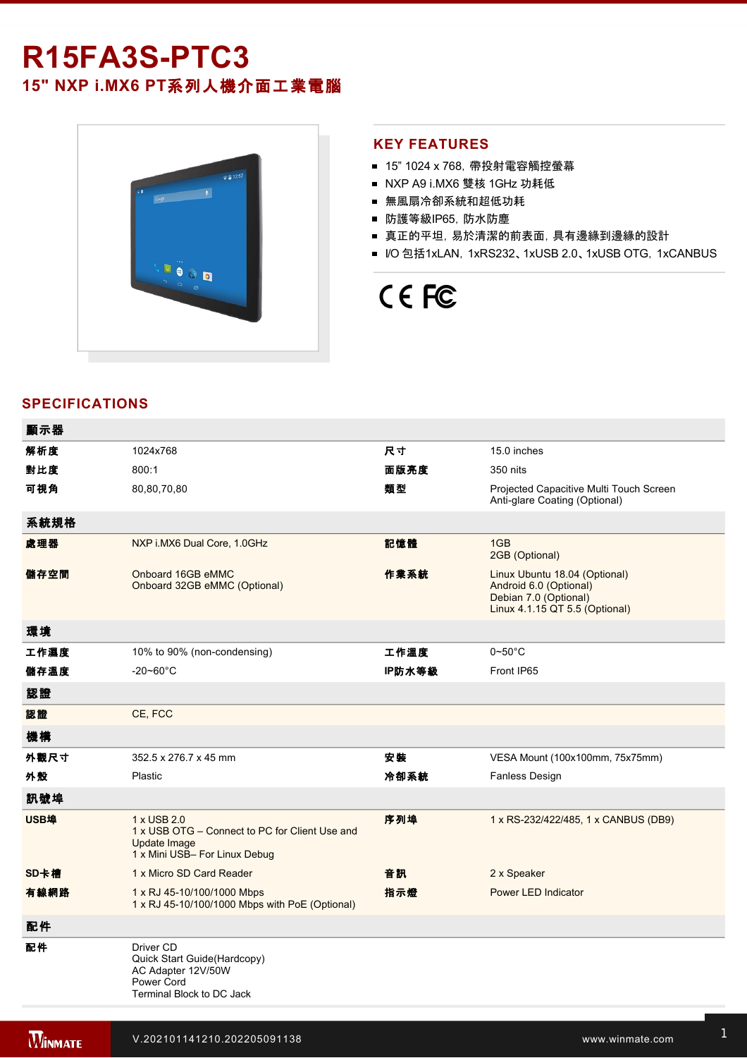# R15FA3S-PTC3

## 15" NXP i.MX6 PT系列人機介面工業電腦

## KEY FEATURES

- 15" 1024 x 768, 帶投射電容觸控螢幕
- NXP A9 i.MX6 雙核 1GHz 功耗低
- 無風扇冷卻系統和超低功耗
- 防護等級IP65, 防水防塵
- 真正的平坦, 易於清潔的前表面, 具有邊緣到邊緣的設計
- I/O 包括1xLAN, 1xRS232、1xUSB 2.0、1xUSB OTG, 1xCANBUS

## SPECIFICATIONS

| 顯示器 | | | |
|---|---|---|---|
| 解析度 | 1024x768 | 尺寸 | 15.0 inches |
| 對比度 | 800:1 | 面版亮度 | 350 nits |
| 可視角 | 80,80,70,80 | 類型 | Projected Capacitive Multi Touch Screen<br>Anti-glare Coating (Optional) |
| **系統規格** | | | |
| 處理器 | NXP i.MX6 Dual Core, 1.0GHz | 記憶體 | 1GB<br>2GB (Optional) |
| 儲存空間 | Onboard 16GB eMMC<br>Onboard 32GB eMMC (Optional) | 作業系統 | Linux Ubuntu 18.04 (Optional)<br>Android 6.0 (Optional)<br>Debian 7.0 (Optional)<br>Linux 4.1.15 QT 5.5 (Optional) |
| **環境** | | | |
| 工作濕度 | 10% to 90% (non-condensing) | 工作溫度 | 0~50°C |
| 儲存溫度 | -20~60°C | IP防水等級 | Front IP65 |
| **認證** | | | |
| 認證 | CE, FCC | | |
| **機構** | | | |
| 外觀尺寸 | 352.5 x 276.7 x 45 mm | 安裝 | VESA Mount (100x100mm, 75x75mm) |
| 外殼 | Plastic | 冷卻系統 | Fanless Design |
| **訊號埠** | | | |
| USB埠 | 1 x USB 2.0<br>1 x USB OTG – Connect to PC for Client Use and Update Image<br>1 x Mini USB– For Linux Debug | 序列埠 | 1 x RS-232/422/485, 1 x CANBUS (DB9) |
| SD卡槽 | 1 x Micro SD Card Reader | 音訊 | 2 x Speaker |
| 有線網路 | 1 x RJ 45-10/100/1000 Mbps<br>1 x RJ 45-10/100/1000 Mbps with PoE (Optional) | 指示燈 | Power LED Indicator |
| **配件** | | | |
| 配件 | Driver CD<br>Quick Start Guide(Hardcopy)<br>AC Adapter 12V/50W<br>Power Cord<br>Terminal Block to DC Jack | | |

V.202101141210.202205091138

www.winmate.com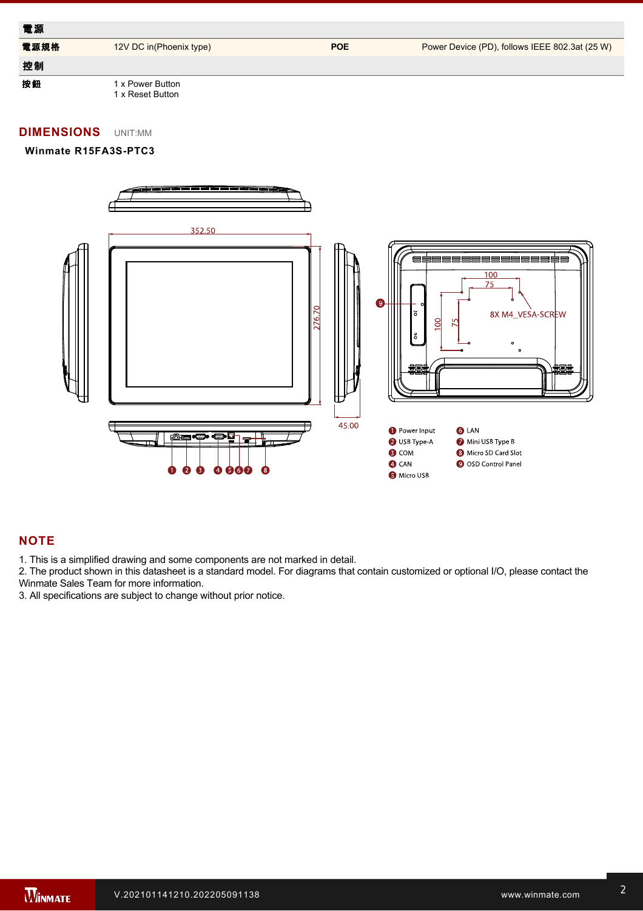| | | | |
|---|---|---|---|
| **電源** | | | |
| **電源規格** | 12V DC in(Phoenix type) | **POE** | Power Device (PD), follows IEEE 802.3at (25 W) |
| **控制** | | | |
| **按鈕** | 1 x Power Button<br>1 x Reset Button | | |

## DIMENSIONS UNIT:MM

**Winmate R15FA3S-PTC3**

352.50

276.70

45.00

100

75

100

75

8X M4_VESA-SCREW

1 Power Input
2 USB Type-A
3 COM
4 CAN
5 Micro USB
6 LAN
7 Mini USB Type B
8 Micro SD Card Slot
9 OSD Control Panel

## NOTE

1. This is a simplified drawing and some components are not marked in detail.
2. The product shown in this datasheet is a standard model. For diagrams that contain customized or optional I/O, please contact the Winmate Sales Team for more information.
3. All specifications are subject to change without prior notice.